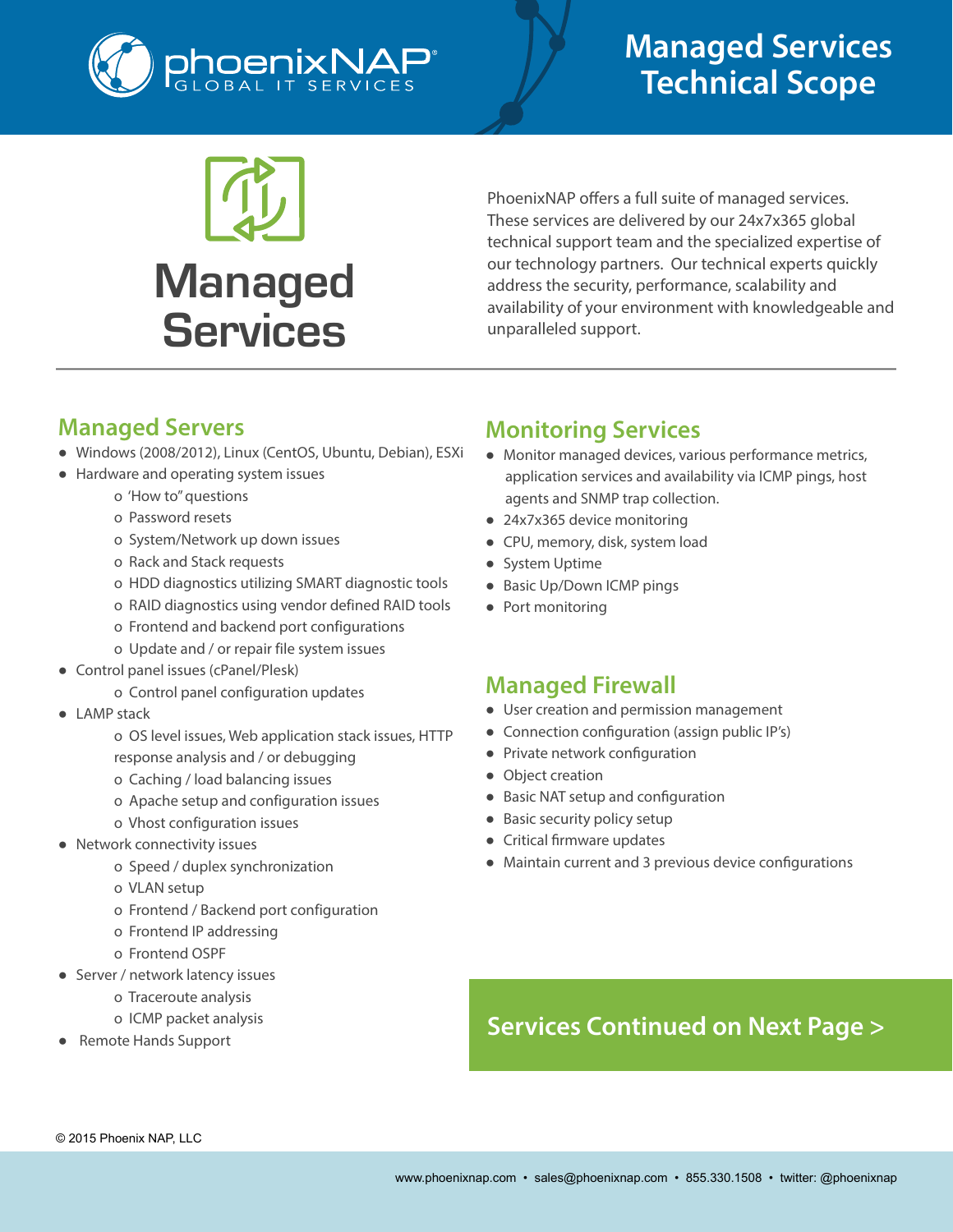# Managed Services Technical Scope

## Managed Services

PhoenixNAP offers a full suite of managed services. These services are delivered by our 24x7x365 global technical support team and the specialized expertise of our technology partners. Our technical experts quickly address the security, performance, scalability and availability of your environment with knowledgeable and unparalleled support.

## Managed Servers

- Windows (2008/2012), Linux (CentOS, Ubuntu, Debian), ESXi
- Hardware and operating system issues
  - 'How to" questions
  - Password resets
  - System/Network up down issues
  - Rack and Stack requests
  - HDD diagnostics utilizing SMART diagnostic tools
  - RAID diagnostics using vendor defined RAID tools
  - Frontend and backend port configurations
  - Update and / or repair file system issues
- Control panel issues (cPanel/Plesk)
  - Control panel configuration updates
- LAMP stack
  - OS level issues, Web application stack issues, HTTP response analysis and / or debugging
  - Caching / load balancing issues
  - Apache setup and configuration issues
  - Vhost configuration issues
- Network connectivity issues
  - Speed / duplex synchronization
  - VLAN setup
  - Frontend / Backend port configuration
  - Frontend IP addressing
  - Frontend OSPF
- Server / network latency issues
  - Traceroute analysis
  - ICMP packet analysis
- Remote Hands Support

## Monitoring Services

- Monitor managed devices, various performance metrics, application services and availability via ICMP pings, host agents and SNMP trap collection.
- 24x7x365 device monitoring
- CPU, memory, disk, system load
- System Uptime
- Basic Up/Down ICMP pings
- Port monitoring

## Managed Firewall

- User creation and permission management
- Connection configuration (assign public IP's)
- Private network configuration
- Object creation
- Basic NAT setup and configuration
- Basic security policy setup
- Critical firmware updates
- Maintain current and 3 previous device configurations

**Services Continued on Next Page >**

© 2015 Phoenix NAP, LLC

www.phoenixnap.com • sales@phoenixnap.com • 855.330.1508 • twitter: @phoenixnap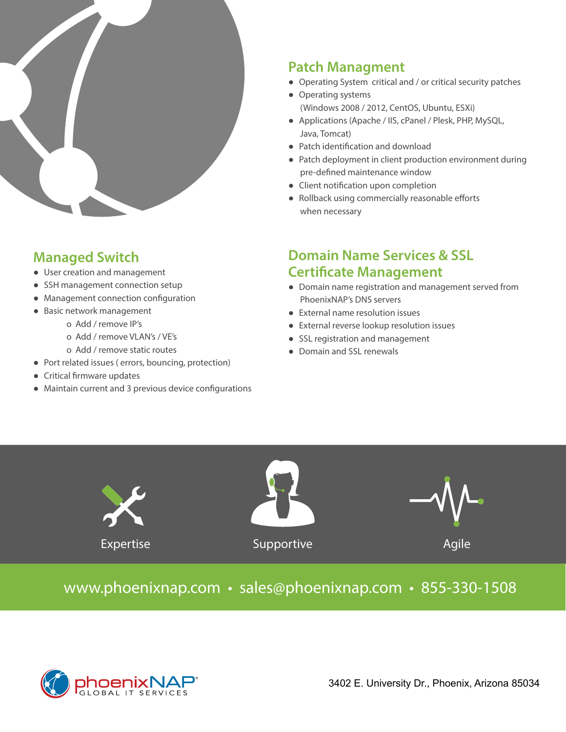## Patch Managment

- Operating System  critical and / or critical security patches
- Operating systems (Windows 2008 / 2012, CentOS, Ubuntu, ESXi)
- Applications (Apache / IIS, cPanel / Plesk, PHP, MySQL, Java, Tomcat)
- Patch identification and download
- Patch deployment in client production environment during pre-defined maintenance window
- Client notification upon completion
- Rollback using commercially reasonable efforts when necessary

## Managed Switch

- User creation and management
- SSH management connection setup
- Management connection configuration
- Basic network management
  - Add / remove IP's
  - Add / remove VLAN's / VE's
  - Add / remove static routes
- Port related issues ( errors, bouncing, protection)
- Critical firmware updates
- Maintain current and 3 previous device configurations

## Domain Name Services & SSL Certificate Management

- Domain name registration and management served from PhoenixNAP's DNS servers
- External name resolution issues
- External reverse lookup resolution issues
- SSL registration and management
- Domain and SSL renewals

Expertise

Supportive

Agile

www.phoenixnap.com • sales@phoenixnap.com • 855-330-1508

phoenixNAP® GLOBAL IT SERVICES

3402 E. University Dr., Phoenix, Arizona 85034